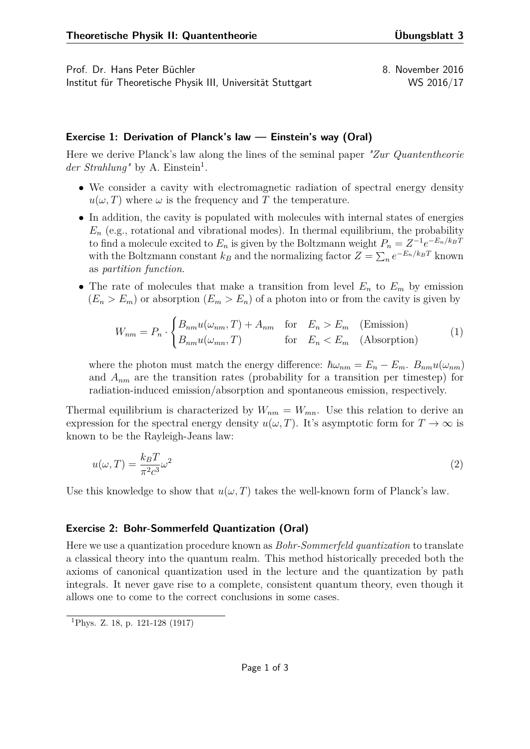Prof. Dr. Hans Peter Büchler  
Institut für Theoretische Physik III, Universität Stuttgart

8. November 2016  
WS 2016/17

### Exercise 1: Derivation of Planck's law — Einstein's way (Oral)

Here we derive Planck's law along the lines of the seminal paper *"Zur Quantentheorie der Strahlung"* by A. Einstein[1].

- We consider a cavity with electromagnetic radiation of spectral energy density $u(\omega, T)$ where $\omega$ is the frequency and $T$ the temperature.
- In addition, the cavity is populated with molecules with internal states of energies $E_n$ (e.g., rotational and vibrational modes). In thermal equilibrium, the probability to find a molecule excited to $E_n$ is given by the Boltzmann weight $P_n = Z^{-1} e^{-E_n/k_B T}$ with the Boltzmann constant $k_B$ and the normalizing factor $Z = \sum_n e^{-E_n/k_B T}$ known as *partition function*.
- The rate of molecules that make a transition from level $E_n$ to $E_m$ by emission ($E_n > E_m$) or absorption ($E_m > E_n$) of a photon into or from the cavity is given by

$$W_{nm} = P_n \cdot \begin{cases} B_{nm} u(\omega_{nm}, T) + A_{nm} & \text{for} \quad E_n > E_m \quad \text{(Emission)} \\ B_{nm} u(\omega_{mn}, T) & \text{for} \quad E_n < E_m \quad \text{(Absorption)} \end{cases} \tag{1}$$

  where the photon must match the energy difference: $\hbar\omega_{nm} = E_n - E_m$. $B_{nm} u(\omega_{nm})$ and $A_{nm}$ are the transition rates (probability for a transition per timestep) for radiation-induced emission/absorption and spontaneous emission, respectively.

Thermal equilibrium is characterized by $W_{nm} = W_{mn}$. Use this relation to derive an expression for the spectral energy density $u(\omega, T)$. It's asymptotic form for $T \to \infty$ is known to be the Rayleigh-Jeans law:

$$u(\omega, T) = \frac{k_B T}{\pi^2 c^3} \omega^2 \tag{2}$$

Use this knowledge to show that $u(\omega, T)$ takes the well-known form of Planck's law.

### Exercise 2: Bohr-Sommerfeld Quantization (Oral)

Here we use a quantization procedure known as *Bohr-Sommerfeld quantization* to translate a classical theory into the quantum realm. This method historically preceded both the axioms of canonical quantization used in the lecture and the quantization by path integrals. It never gave rise to a complete, consistent quantum theory, even though it allows one to come to the correct conclusions in some cases.

---

[1] Phys. Z. 18, p. 121-128 (1917)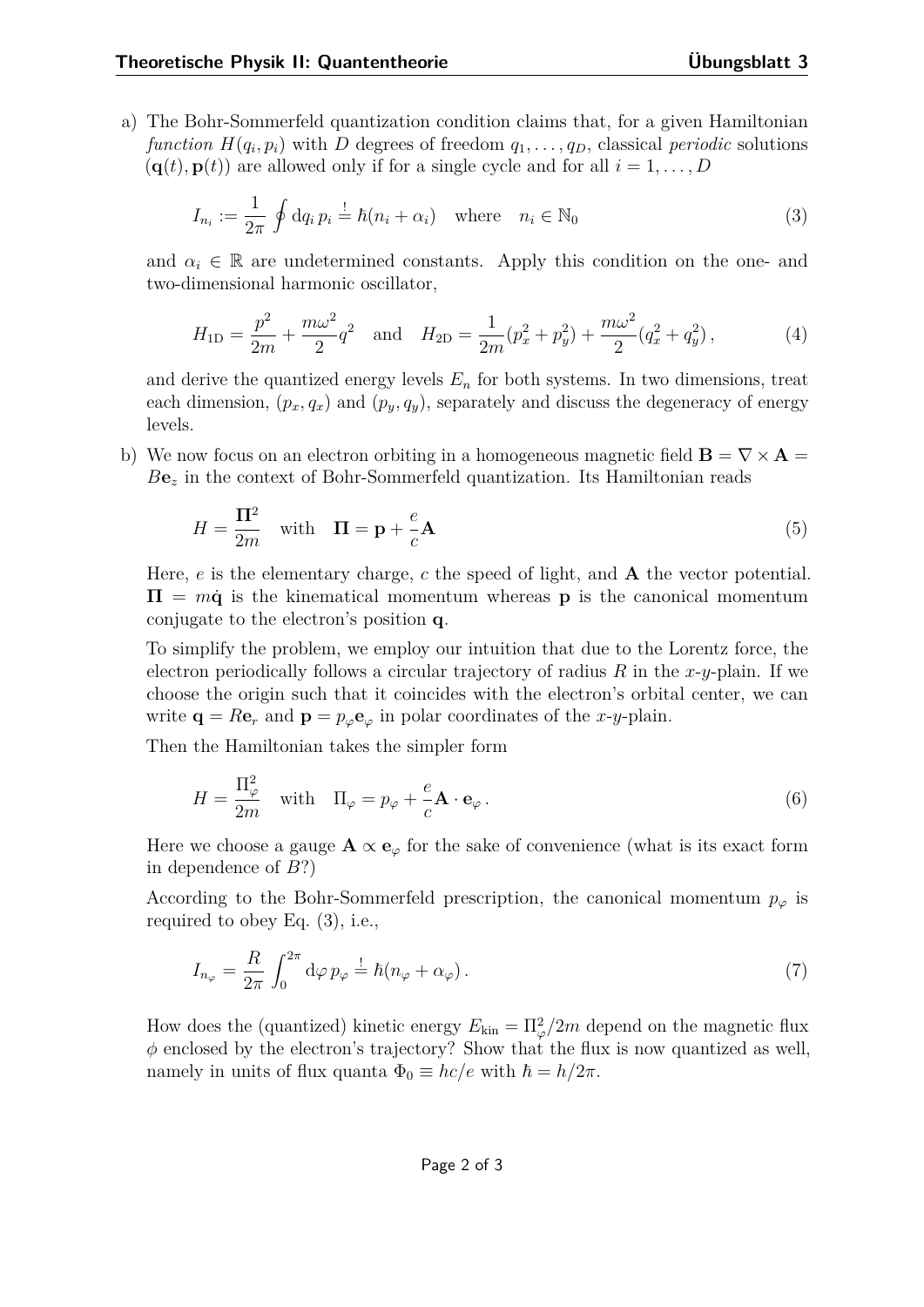a) The Bohr-Sommerfeld quantization condition claims that, for a given Hamiltonian *function* $H(q_i, p_i)$ with $D$ degrees of freedom $q_1, \ldots, q_D$, classical *periodic* solutions $(\mathbf{q}(t), \mathbf{p}(t))$ are allowed only if for a single cycle and for all $i = 1, \ldots, D$

$$I_{n_i} := \frac{1}{2\pi} \oint \mathrm{d}q_i \, p_i \overset{!}{=} \hbar(n_i + \alpha_i) \quad \text{where} \quad n_i \in \mathbb{N}_0 \tag{3}$$

and $\alpha_i \in \mathbb{R}$ are undetermined constants. Apply this condition on the one- and two-dimensional harmonic oscillator,

$$H_{\text{1D}} = \frac{p^2}{2m} + \frac{m\omega^2}{2} q^2 \quad \text{and} \quad H_{\text{2D}} = \frac{1}{2m}(p_x^2 + p_y^2) + \frac{m\omega^2}{2}(q_x^2 + q_y^2)\,, \tag{4}$$

and derive the quantized energy levels $E_n$ for both systems. In two dimensions, treat each dimension, $(p_x, q_x)$ and $(p_y, q_y)$, separately and discuss the degeneracy of energy levels.

b) We now focus on an electron orbiting in a homogeneous magnetic field $\mathbf{B} = \nabla \times \mathbf{A} = B\mathbf{e}_z$ in the context of Bohr-Sommerfeld quantization. Its Hamiltonian reads

$$H = \frac{\mathbf{\Pi}^2}{2m} \quad \text{with} \quad \mathbf{\Pi} = \mathbf{p} + \frac{e}{c}\mathbf{A} \tag{5}$$

Here, $e$ is the elementary charge, $c$ the speed of light, and $\mathbf{A}$ the vector potential. $\mathbf{\Pi} = m\dot{\mathbf{q}}$ is the kinematical momentum whereas $\mathbf{p}$ is the canonical momentum conjugate to the electron's position $\mathbf{q}$.

To simplify the problem, we employ our intuition that due to the Lorentz force, the electron periodically follows a circular trajectory of radius $R$ in the $x$-$y$-plain. If we choose the origin such that it coincides with the electron's orbital center, we can write $\mathbf{q} = R\mathbf{e}_r$ and $\mathbf{p} = p_\varphi \mathbf{e}_\varphi$ in polar coordinates of the $x$-$y$-plain.

Then the Hamiltonian takes the simpler form

$$H = \frac{\Pi_\varphi^2}{2m} \quad \text{with} \quad \Pi_\varphi = p_\varphi + \frac{e}{c}\mathbf{A} \cdot \mathbf{e}_\varphi\,. \tag{6}$$

Here we choose a gauge $\mathbf{A} \propto \mathbf{e}_\varphi$ for the sake of convenience (what is its exact form in dependence of $B$?)

According to the Bohr-Sommerfeld prescription, the canonical momentum $p_\varphi$ is required to obey Eq. (3), i.e.,

$$I_{n_\varphi} = \frac{R}{2\pi} \int_0^{2\pi} \mathrm{d}\varphi \, p_\varphi \overset{!}{=} \hbar(n_\varphi + \alpha_\varphi)\,. \tag{7}$$

How does the (quantized) kinetic energy $E_{\text{kin}} = \Pi_\varphi^2/2m$ depend on the magnetic flux $\phi$ enclosed by the electron's trajectory? Show that the flux is now quantized as well, namely in units of flux quanta $\Phi_0 \equiv hc/e$ with $\hbar = h/2\pi$.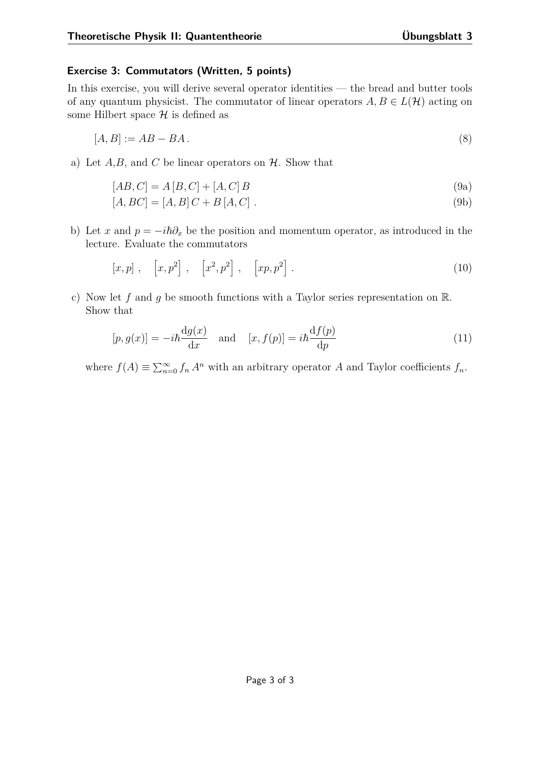### Exercise 3: Commutators (Written, 5 points)

In this exercise, you will derive several operator identities — the bread and butter tools of any quantum physicist. The commutator of linear operators $A, B \in L(\mathcal{H})$ acting on some Hilbert space $\mathcal{H}$ is defined as

$$[A, B] := AB - BA\,. \tag{8}$$

a) Let $A$,$B$, and $C$ be linear operators on $\mathcal{H}$. Show that

$$[AB, C] = A\,[B, C] + [A, C]\,B \tag{9a}$$

$$[A, BC] = [A, B]\,C + B\,[A, C]\;. \tag{9b}$$

b) Let $x$ and $p = -i\hbar\partial_x$ be the position and momentum operator, as introduced in the lecture. Evaluate the commutators

$$[x, p]\;, \quad \left[x, p^2\right]\;, \quad \left[x^2, p^2\right]\;, \quad \left[xp, p^2\right]\;. \tag{10}$$

c) Now let $f$ and $g$ be smooth functions with a Taylor series representation on $\mathbb{R}$. Show that

$$[p, g(x)] = -i\hbar\frac{\mathrm{d}g(x)}{\mathrm{d}x} \quad \text{and} \quad [x, f(p)] = i\hbar\frac{\mathrm{d}f(p)}{\mathrm{d}p} \tag{11}$$

where $f(A) \equiv \sum_{n=0}^{\infty} f_n\, A^n$ with an arbitrary operator $A$ and Taylor coefficients $f_n$.